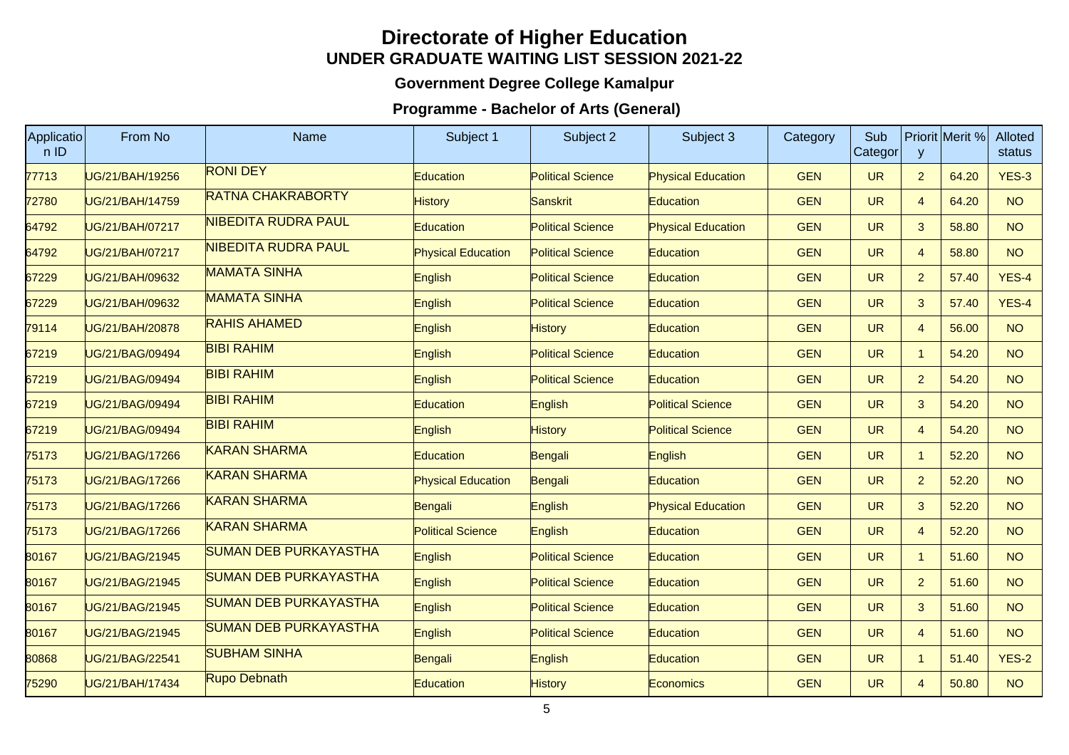# Directorate of Higher Education

## UNDER GRADUATE WAITING LIST SESSION 2021-22

### Government Degree College Kamalpur

### Programme - Bachelor of Arts (General)

| Application ID | From No | Name | Subject 1 | Subject 2 | Subject 3 | Category | Sub Category | Priority | Merit % | Alloted status |
|---|---|---|---|---|---|---|---|---|---|---|
| 77713 | UG/21/BAH/19256 | RONI DEY | Education | Political Science | Physical Education | GEN | UR | 2 | 64.20 | YES-3 |
| 72780 | UG/21/BAH/14759 | RATNA CHAKRABORTY | History | Sanskrit | Education | GEN | UR | 4 | 64.20 | NO |
| 64792 | UG/21/BAH/07217 | NIBEDITA RUDRA PAUL | Education | Political Science | Physical Education | GEN | UR | 3 | 58.80 | NO |
| 64792 | UG/21/BAH/07217 | NIBEDITA RUDRA PAUL | Physical Education | Political Science | Education | GEN | UR | 4 | 58.80 | NO |
| 67229 | UG/21/BAH/09632 | MAMATA SINHA | English | Political Science | Education | GEN | UR | 2 | 57.40 | YES-4 |
| 67229 | UG/21/BAH/09632 | MAMATA SINHA | English | Political Science | Education | GEN | UR | 3 | 57.40 | YES-4 |
| 79114 | UG/21/BAH/20878 | RAHIS AHAMED | English | History | Education | GEN | UR | 4 | 56.00 | NO |
| 67219 | UG/21/BAG/09494 | BIBI RAHIM | English | Political Science | Education | GEN | UR | 1 | 54.20 | NO |
| 67219 | UG/21/BAG/09494 | BIBI RAHIM | English | Political Science | Education | GEN | UR | 2 | 54.20 | NO |
| 67219 | UG/21/BAG/09494 | BIBI RAHIM | Education | English | Political Science | GEN | UR | 3 | 54.20 | NO |
| 67219 | UG/21/BAG/09494 | BIBI RAHIM | English | History | Political Science | GEN | UR | 4 | 54.20 | NO |
| 75173 | UG/21/BAG/17266 | KARAN SHARMA | Education | Bengali | English | GEN | UR | 1 | 52.20 | NO |
| 75173 | UG/21/BAG/17266 | KARAN SHARMA | Physical Education | Bengali | Education | GEN | UR | 2 | 52.20 | NO |
| 75173 | UG/21/BAG/17266 | KARAN SHARMA | Bengali | English | Physical Education | GEN | UR | 3 | 52.20 | NO |
| 75173 | UG/21/BAG/17266 | KARAN SHARMA | Political Science | English | Education | GEN | UR | 4 | 52.20 | NO |
| 80167 | UG/21/BAG/21945 | SUMAN DEB PURKAYASTHA | English | Political Science | Education | GEN | UR | 1 | 51.60 | NO |
| 80167 | UG/21/BAG/21945 | SUMAN DEB PURKAYASTHA | English | Political Science | Education | GEN | UR | 2 | 51.60 | NO |
| 80167 | UG/21/BAG/21945 | SUMAN DEB PURKAYASTHA | English | Political Science | Education | GEN | UR | 3 | 51.60 | NO |
| 80167 | UG/21/BAG/21945 | SUMAN DEB PURKAYASTHA | English | Political Science | Education | GEN | UR | 4 | 51.60 | NO |
| 80868 | UG/21/BAG/22541 | SUBHAM SINHA | Bengali | English | Education | GEN | UR | 1 | 51.40 | YES-2 |
| 75290 | UG/21/BAH/17434 | Rupo Debnath | Education | History | Economics | GEN | UR | 4 | 50.80 | NO |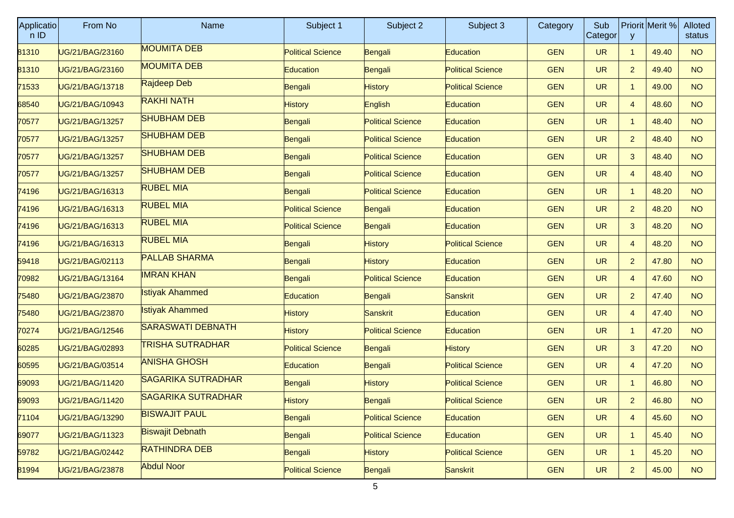| Application ID | From No | Name | Subject 1 | Subject 2 | Subject 3 | Category | Sub Category | Priority | Merit % | Alloted status |
|---|---|---|---|---|---|---|---|---|---|---|
| 81310 | UG/21/BAG/23160 | MOUMITA DEB | Political Science | Bengali | Education | GEN | UR | 1 | 49.40 | NO |
| 81310 | UG/21/BAG/23160 | MOUMITA DEB | Education | Bengali | Political Science | GEN | UR | 2 | 49.40 | NO |
| 71533 | UG/21/BAG/13718 | Rajdeep Deb | Bengali | History | Political Science | GEN | UR | 1 | 49.00 | NO |
| 68540 | UG/21/BAG/10943 | RAKHI NATH | History | English | Education | GEN | UR | 4 | 48.60 | NO |
| 70577 | UG/21/BAG/13257 | SHUBHAM DEB | Bengali | Political Science | Education | GEN | UR | 1 | 48.40 | NO |
| 70577 | UG/21/BAG/13257 | SHUBHAM DEB | Bengali | Political Science | Education | GEN | UR | 2 | 48.40 | NO |
| 70577 | UG/21/BAG/13257 | SHUBHAM DEB | Bengali | Political Science | Education | GEN | UR | 3 | 48.40 | NO |
| 70577 | UG/21/BAG/13257 | SHUBHAM DEB | Bengali | Political Science | Education | GEN | UR | 4 | 48.40 | NO |
| 74196 | UG/21/BAG/16313 | RUBEL MIA | Bengali | Political Science | Education | GEN | UR | 1 | 48.20 | NO |
| 74196 | UG/21/BAG/16313 | RUBEL MIA | Political Science | Bengali | Education | GEN | UR | 2 | 48.20 | NO |
| 74196 | UG/21/BAG/16313 | RUBEL MIA | Political Science | Bengali | Education | GEN | UR | 3 | 48.20 | NO |
| 74196 | UG/21/BAG/16313 | RUBEL MIA | Bengali | History | Political Science | GEN | UR | 4 | 48.20 | NO |
| 59418 | UG/21/BAG/02113 | PALLAB SHARMA | Bengali | History | Education | GEN | UR | 2 | 47.80 | NO |
| 70982 | UG/21/BAG/13164 | IMRAN KHAN | Bengali | Political Science | Education | GEN | UR | 4 | 47.60 | NO |
| 75480 | UG/21/BAG/23870 | Istiyak Ahammed | Education | Bengali | Sanskrit | GEN | UR | 2 | 47.40 | NO |
| 75480 | UG/21/BAG/23870 | Istiyak Ahammed | History | Sanskrit | Education | GEN | UR | 4 | 47.40 | NO |
| 70274 | UG/21/BAG/12546 | SARASWATI DEBNATH | History | Political Science | Education | GEN | UR | 1 | 47.20 | NO |
| 60285 | UG/21/BAG/02893 | TRISHA SUTRADHAR | Political Science | Bengali | History | GEN | UR | 3 | 47.20 | NO |
| 60595 | UG/21/BAG/03514 | ANISHA GHOSH | Education | Bengali | Political Science | GEN | UR | 4 | 47.20 | NO |
| 69093 | UG/21/BAG/11420 | SAGARIKA SUTRADHAR | Bengali | History | Political Science | GEN | UR | 1 | 46.80 | NO |
| 69093 | UG/21/BAG/11420 | SAGARIKA SUTRADHAR | History | Bengali | Political Science | GEN | UR | 2 | 46.80 | NO |
| 71104 | UG/21/BAG/13290 | BISWAJIT PAUL | Bengali | Political Science | Education | GEN | UR | 4 | 45.60 | NO |
| 69077 | UG/21/BAG/11323 | Biswajit Debnath | Bengali | Political Science | Education | GEN | UR | 1 | 45.40 | NO |
| 59782 | UG/21/BAG/02442 | RATHINDRA DEB | Bengali | History | Political Science | GEN | UR | 1 | 45.20 | NO |
| 81994 | UG/21/BAG/23878 | Abdul Noor | Political Science | Bengali | Sanskrit | GEN | UR | 2 | 45.00 | NO |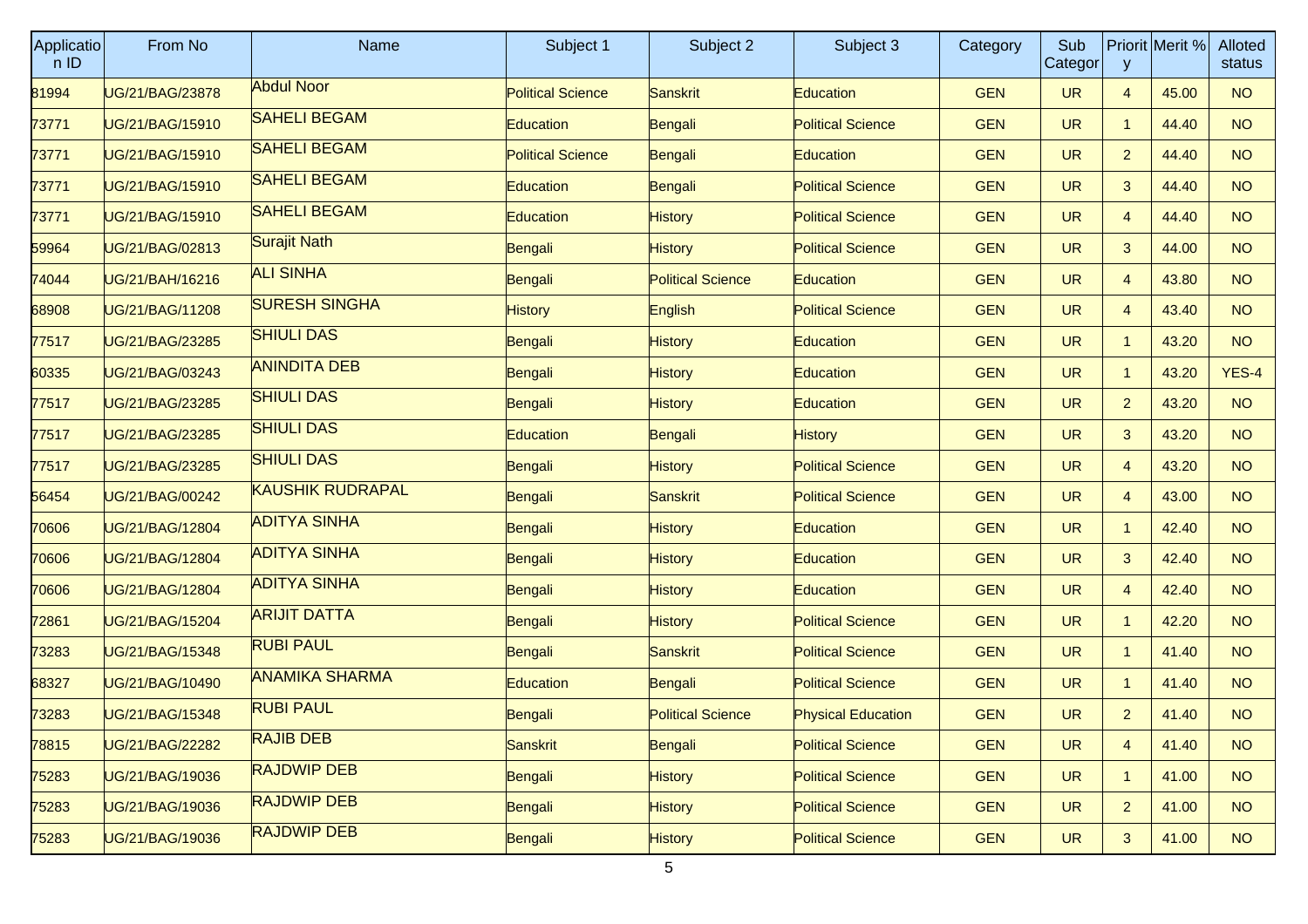| Application ID | From No | Name | Subject 1 | Subject 2 | Subject 3 | Category | Sub Category | Priority | Merit % | Alloted status |
|---|---|---|---|---|---|---|---|---|---|---|
| 81994 | UG/21/BAG/23878 | Abdul Noor | Political Science | Sanskrit | Education | GEN | UR | 4 | 45.00 | NO |
| 73771 | UG/21/BAG/15910 | SAHELI BEGAM | Education | Bengali | Political Science | GEN | UR | 1 | 44.40 | NO |
| 73771 | UG/21/BAG/15910 | SAHELI BEGAM | Political Science | Bengali | Education | GEN | UR | 2 | 44.40 | NO |
| 73771 | UG/21/BAG/15910 | SAHELI BEGAM | Education | Bengali | Political Science | GEN | UR | 3 | 44.40 | NO |
| 73771 | UG/21/BAG/15910 | SAHELI BEGAM | Education | History | Political Science | GEN | UR | 4 | 44.40 | NO |
| 59964 | UG/21/BAG/02813 | Surajit Nath | Bengali | History | Political Science | GEN | UR | 3 | 44.00 | NO |
| 74044 | UG/21/BAH/16216 | ALI SINHA | Bengali | Political Science | Education | GEN | UR | 4 | 43.80 | NO |
| 68908 | UG/21/BAG/11208 | SURESH SINGHA | History | English | Political Science | GEN | UR | 4 | 43.40 | NO |
| 77517 | UG/21/BAG/23285 | SHIULI DAS | Bengali | History | Education | GEN | UR | 1 | 43.20 | NO |
| 60335 | UG/21/BAG/03243 | ANINDITA DEB | Bengali | History | Education | GEN | UR | 1 | 43.20 | YES-4 |
| 77517 | UG/21/BAG/23285 | SHIULI DAS | Bengali | History | Education | GEN | UR | 2 | 43.20 | NO |
| 77517 | UG/21/BAG/23285 | SHIULI DAS | Education | Bengali | History | GEN | UR | 3 | 43.20 | NO |
| 77517 | UG/21/BAG/23285 | SHIULI DAS | Bengali | History | Political Science | GEN | UR | 4 | 43.20 | NO |
| 56454 | UG/21/BAG/00242 | KAUSHIK RUDRAPAL | Bengali | Sanskrit | Political Science | GEN | UR | 4 | 43.00 | NO |
| 70606 | UG/21/BAG/12804 | ADITYA SINHA | Bengali | History | Education | GEN | UR | 1 | 42.40 | NO |
| 70606 | UG/21/BAG/12804 | ADITYA SINHA | Bengali | History | Education | GEN | UR | 3 | 42.40 | NO |
| 70606 | UG/21/BAG/12804 | ADITYA SINHA | Bengali | History | Education | GEN | UR | 4 | 42.40 | NO |
| 72861 | UG/21/BAG/15204 | ARIJIT DATTA | Bengali | History | Political Science | GEN | UR | 1 | 42.20 | NO |
| 73283 | UG/21/BAG/15348 | RUBI PAUL | Bengali | Sanskrit | Political Science | GEN | UR | 1 | 41.40 | NO |
| 68327 | UG/21/BAG/10490 | ANAMIKA SHARMA | Education | Bengali | Political Science | GEN | UR | 1 | 41.40 | NO |
| 73283 | UG/21/BAG/15348 | RUBI PAUL | Bengali | Political Science | Physical Education | GEN | UR | 2 | 41.40 | NO |
| 78815 | UG/21/BAG/22282 | RAJIB DEB | Sanskrit | Bengali | Political Science | GEN | UR | 4 | 41.40 | NO |
| 75283 | UG/21/BAG/19036 | RAJDWIP DEB | Bengali | History | Political Science | GEN | UR | 1 | 41.00 | NO |
| 75283 | UG/21/BAG/19036 | RAJDWIP DEB | Bengali | History | Political Science | GEN | UR | 2 | 41.00 | NO |
| 75283 | UG/21/BAG/19036 | RAJDWIP DEB | Bengali | History | Political Science | GEN | UR | 3 | 41.00 | NO |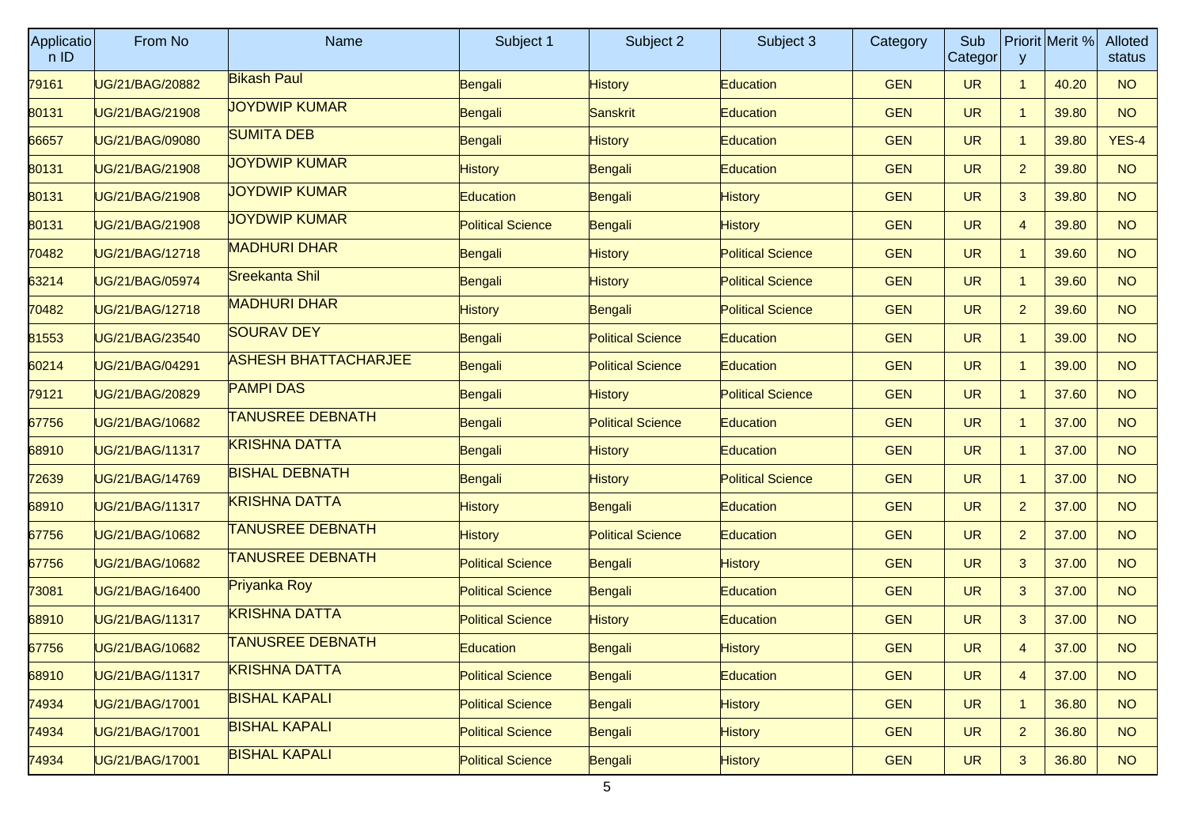| Application ID | From No | Name | Subject 1 | Subject 2 | Subject 3 | Category | Sub Categor | Priority | Merit % | Alloted status |
|---|---|---|---|---|---|---|---|---|---|---|
| 79161 | UG/21/BAG/20882 | Bikash Paul | Bengali | History | Education | GEN | UR | 1 | 40.20 | NO |
| 80131 | UG/21/BAG/21908 | JOYDWIP KUMAR | Bengali | Sanskrit | Education | GEN | UR | 1 | 39.80 | NO |
| 66657 | UG/21/BAG/09080 | SUMITA DEB | Bengali | History | Education | GEN | UR | 1 | 39.80 | YES-4 |
| 80131 | UG/21/BAG/21908 | JOYDWIP KUMAR | History | Bengali | Education | GEN | UR | 2 | 39.80 | NO |
| 80131 | UG/21/BAG/21908 | JOYDWIP KUMAR | Education | Bengali | History | GEN | UR | 3 | 39.80 | NO |
| 80131 | UG/21/BAG/21908 | JOYDWIP KUMAR | Political Science | Bengali | History | GEN | UR | 4 | 39.80 | NO |
| 70482 | UG/21/BAG/12718 | MADHURI DHAR | Bengali | History | Political Science | GEN | UR | 1 | 39.60 | NO |
| 63214 | UG/21/BAG/05974 | Sreekanta Shil | Bengali | History | Political Science | GEN | UR | 1 | 39.60 | NO |
| 70482 | UG/21/BAG/12718 | MADHURI DHAR | History | Bengali | Political Science | GEN | UR | 2 | 39.60 | NO |
| 81553 | UG/21/BAG/23540 | SOURAV DEY | Bengali | Political Science | Education | GEN | UR | 1 | 39.00 | NO |
| 60214 | UG/21/BAG/04291 | ASHESH BHATTACHARJEE | Bengali | Political Science | Education | GEN | UR | 1 | 39.00 | NO |
| 79121 | UG/21/BAG/20829 | PAMPI DAS | Bengali | History | Political Science | GEN | UR | 1 | 37.60 | NO |
| 67756 | UG/21/BAG/10682 | TANUSREE DEBNATH | Bengali | Political Science | Education | GEN | UR | 1 | 37.00 | NO |
| 68910 | UG/21/BAG/11317 | KRISHNA DATTA | Bengali | History | Education | GEN | UR | 1 | 37.00 | NO |
| 72639 | UG/21/BAG/14769 | BISHAL DEBNATH | Bengali | History | Political Science | GEN | UR | 1 | 37.00 | NO |
| 68910 | UG/21/BAG/11317 | KRISHNA DATTA | History | Bengali | Education | GEN | UR | 2 | 37.00 | NO |
| 67756 | UG/21/BAG/10682 | TANUSREE DEBNATH | History | Political Science | Education | GEN | UR | 2 | 37.00 | NO |
| 67756 | UG/21/BAG/10682 | TANUSREE DEBNATH | Political Science | Bengali | History | GEN | UR | 3 | 37.00 | NO |
| 73081 | UG/21/BAG/16400 | Priyanka Roy | Political Science | Bengali | Education | GEN | UR | 3 | 37.00 | NO |
| 68910 | UG/21/BAG/11317 | KRISHNA DATTA | Political Science | History | Education | GEN | UR | 3 | 37.00 | NO |
| 67756 | UG/21/BAG/10682 | TANUSREE DEBNATH | Education | Bengali | History | GEN | UR | 4 | 37.00 | NO |
| 68910 | UG/21/BAG/11317 | KRISHNA DATTA | Political Science | Bengali | Education | GEN | UR | 4 | 37.00 | NO |
| 74934 | UG/21/BAG/17001 | BISHAL KAPALI | Political Science | Bengali | History | GEN | UR | 1 | 36.80 | NO |
| 74934 | UG/21/BAG/17001 | BISHAL KAPALI | Political Science | Bengali | History | GEN | UR | 2 | 36.80 | NO |
| 74934 | UG/21/BAG/17001 | BISHAL KAPALI | Political Science | Bengali | History | GEN | UR | 3 | 36.80 | NO |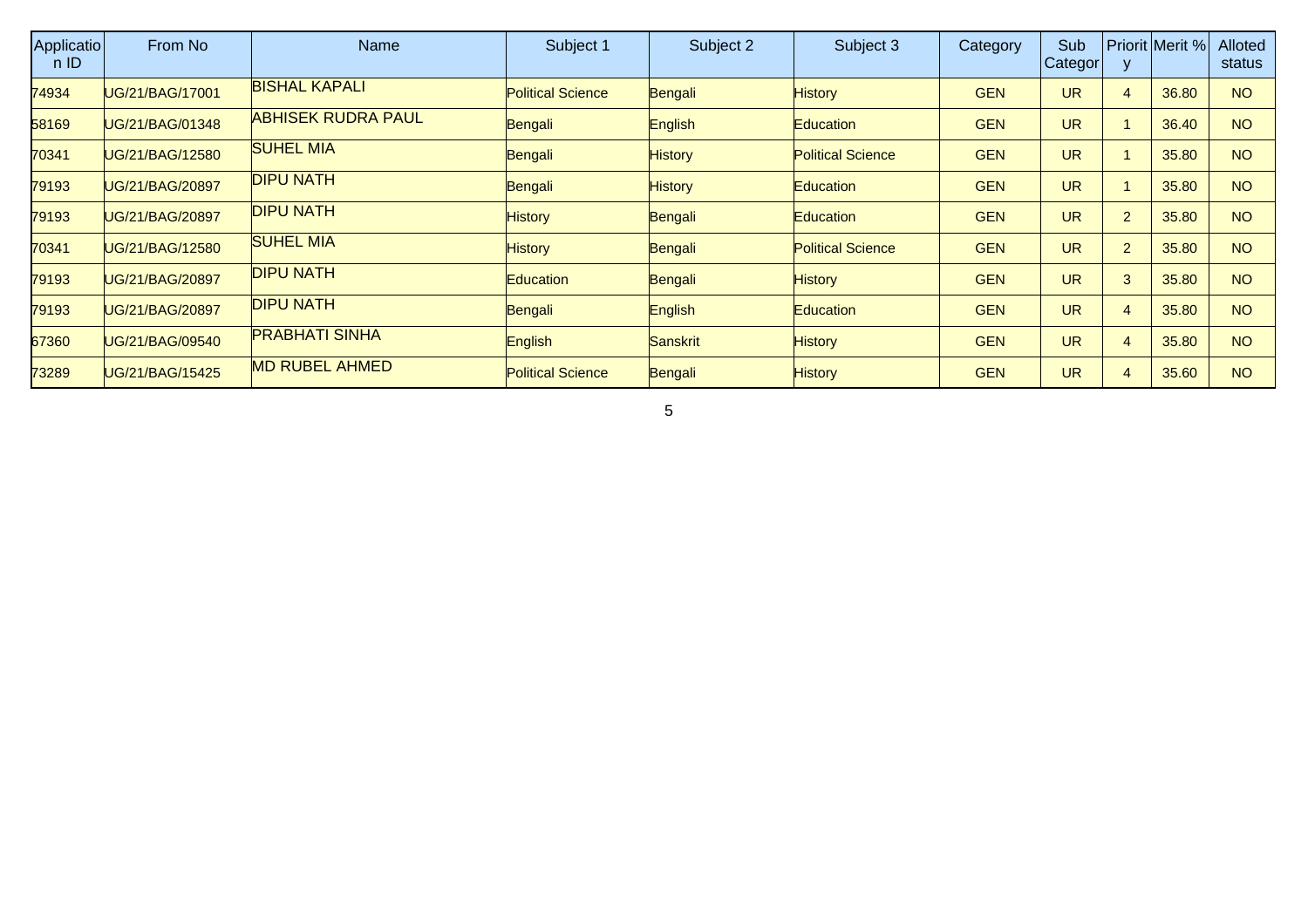| Application ID | From No | Name | Subject 1 | Subject 2 | Subject 3 | Category | Sub Category | Priority | Merit % | Alloted status |
|---|---|---|---|---|---|---|---|---|---|---|
| 74934 | UG/21/BAG/17001 | BISHAL KAPALI | Political Science | Bengali | History | GEN | UR | 4 | 36.80 | NO |
| 58169 | UG/21/BAG/01348 | ABHISEK RUDRA PAUL | Bengali | English | Education | GEN | UR | 1 | 36.40 | NO |
| 70341 | UG/21/BAG/12580 | SUHEL MIA | Bengali | History | Political Science | GEN | UR | 1 | 35.80 | NO |
| 79193 | UG/21/BAG/20897 | DIPU NATH | Bengali | History | Education | GEN | UR | 1 | 35.80 | NO |
| 79193 | UG/21/BAG/20897 | DIPU NATH | History | Bengali | Education | GEN | UR | 2 | 35.80 | NO |
| 70341 | UG/21/BAG/12580 | SUHEL MIA | History | Bengali | Political Science | GEN | UR | 2 | 35.80 | NO |
| 79193 | UG/21/BAG/20897 | DIPU NATH | Education | Bengali | History | GEN | UR | 3 | 35.80 | NO |
| 79193 | UG/21/BAG/20897 | DIPU NATH | Bengali | English | Education | GEN | UR | 4 | 35.80 | NO |
| 67360 | UG/21/BAG/09540 | PRABHATI SINHA | English | Sanskrit | History | GEN | UR | 4 | 35.80 | NO |
| 73289 | UG/21/BAG/15425 | MD RUBEL AHMED | Political Science | Bengali | History | GEN | UR | 4 | 35.60 | NO |